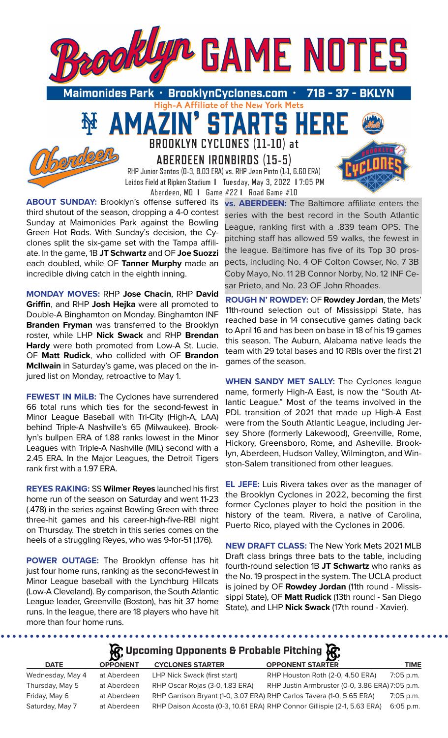# Brooklyn GAME NOTES

**Maimonides Park • BrooklynCyclones.com • 718 - 37 - BKLYN**

High-A Affiliate of the New York Mets

## AMAZIN' STARTS HERE

## BROOKLYN CYCLONES (11-10) at ABERDEEN IRONBIRDS (15-5)

RHP Junior Santos (0-3, 8.03 ERA) vs. RHP Jean Pinto (1-1, 6.60 ERA)

Leidos Field at Ripken Stadium **I** Tuesday, May 3, 2022 **I** 7:05 PM

Aberdeen, MD **I** Game #22 **I** Road Game #10

**ABOUT SUNDAY:** Brooklyn's offense suffered its third shutout of the season, dropping a 4-0 contest Sunday at Maimonides Park against the Bowling Green Hot Rods. With Sunday's decision, the Cyclones split the six-game set with the Tampa affiliate. In the game, 1B **JT Schwartz** and OF **Joe Suozzi** each doubled, while OF **Tanner Murphy** made an incredible diving catch in the eighth inning.

**MONDAY MOVES:** RHP **Jose Chacin**, RHP **David Griffin**, and RHP **Josh Hejka** were all promoted to Double-A Binghamton on Monday. Binghamton INF **Branden Fryman** was transferred to the Brooklyn roster, while LHP **Nick Swack** and RHP **Brendan Hardy** were both promoted from Low-A St. Lucie. OF **Matt Rudick**, who collided with OF **Brandon McIlwain** in Saturday's game, was placed on the injured list on Monday, retroactive to May 1.

**FEWEST IN MiLB:** The Cyclones have surrendered 66 total runs which ties for the second-fewest in Minor League Baseball with Tri-City (High-A, LAA) behind Triple-A Nashville's 65 (Milwaukee). Brooklyn's bullpen ERA of 1.88 ranks lowest in the Minor Leagues with Triple-A Nashville (MIL) second with a 2.45 ERA. In the Major Leagues, the Detroit Tigers rank first with a 1.97 ERA.

**REYES RAKING:** SS **Wilmer Reyes** launched his first home run of the season on Saturday and went 11-23 (.478) in the series against Bowling Green with three three-hit games and his career-high-five-RBI night on Thursday. The stretch in this series comes on the heels of a struggling Reyes, who was 9-for-51 (.176).

**POWER OUTAGE:** The Brooklyn offense has hit just four home runs, ranking as the second-fewest in Minor League baseball with the Lynchburg Hillcats (Low-A Cleveland). By comparison, the South Atlantic League leader, Greenville (Boston), has hit 37 home runs. In the league, there are 18 players who have hit more than four home runs.

**vs. ABERDEEN:** The Baltimore affiliate enters the series with the best record in the South Atlantic League, ranking first with a .839 team OPS. The pitching staff has allowed 59 walks, the fewest in the league. Baltimore has five of its Top 30 prospects, including No. 4 OF Colton Cowser, No. 7 3B Coby Mayo, No. 11 2B Connor Norby, No. 12 INF Cesar Prieto, and No. 23 OF John Rhoades.

**ROUGH N' ROWDEY:** OF **Rowdey Jordan**, the Mets' 11th-round selection out of Mississippi State, has reached base in 14 consecutive games dating back to April 16 and has been on base in 18 of his 19 games this season. The Auburn, Alabama native leads the team with 29 total bases and 10 RBIs over the first 21 games of the season.

**WHEN SANDY MET SALLY:** The Cyclones league name, formerly High-A East, is now the "South Atlantic League." Most of the teams involved in the PDL transition of 2021 that made up High-A East were from the South Atlantic League, including Jersey Shore (formerly Lakewood), Greenville, Rome, Hickory, Greensboro, Rome, and Asheville. Brooklyn, Aberdeen, Hudson Valley, Wilmington, and Winston-Salem transitioned from other leagues.

**EL JEFE:** Luis Rivera takes over as the manager of the Brooklyn Cyclones in 2022, becoming the first former Cyclones player to hold the position in the history of the team. Rivera, a native of Carolina, Puerto Rico, played with the Cyclones in 2006.

**NEW DRAFT CLASS:** The New York Mets 2021 MLB Draft class brings three bats to the table, including fourth-round selection 1B **JT Schwartz** who ranks as the No. 19 prospect in the system. The UCLA product is joined by OF **Rowdey Jordan** (11th round - Mississippi State), OF **Matt Rudick** (13th round - San Diego State), and LHP **Nick Swack** (17th round - Xavier).

## Upcoming Opponents & Probable Pitching

| DATE | OPPONENT | CYCLONES STARTER | OPPONENT STARTER | TIME |
|---|---|---|---|---|
| Wednesday, May 4 | at Aberdeen | LHP Nick Swack (first start) | RHP Houston Roth (2-0, 4.50 ERA) | 7:05 p.m. |
| Thursday, May 5 | at Aberdeen | RHP Oscar Rojas (3-0, 1.83 ERA) | RHP Justin Armbruster (0-0, 3.86 ERA) | 7:05 p.m. |
| Friday, May 6 | at Aberdeen | RHP Garrison Bryant (1-0, 3.07 ERA) | RHP Carlos Tavera (1-0, 5.65 ERA) | 7:05 p.m. |
| Saturday, May 7 | at Aberdeen | RHP Daison Acosta (0-3, 10.61 ERA) | RHP Connor Gillispie (2-1, 5.63 ERA) | 6:05 p.m. |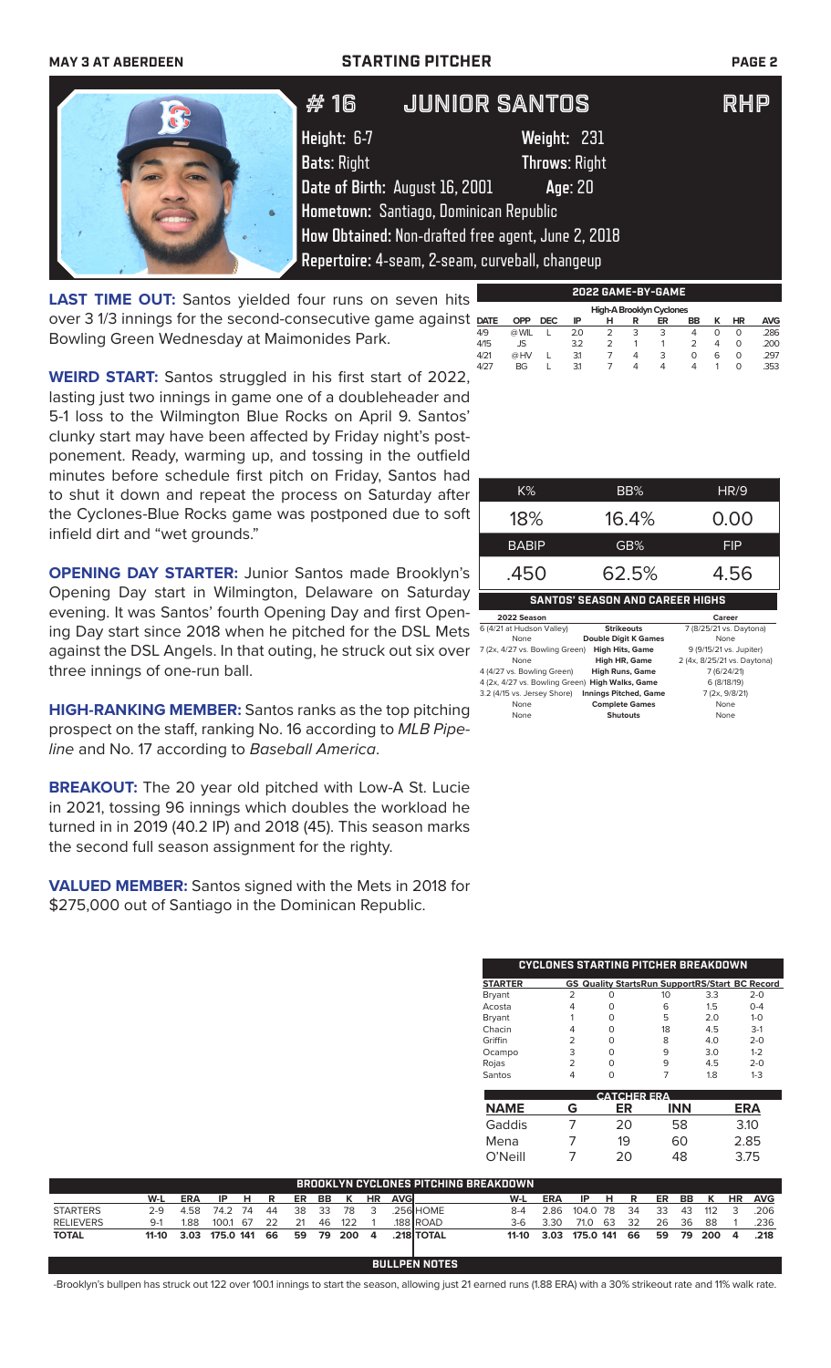# #16 JUNIOR SANTOS — RHP

**Height:** 6-7 **Weight:** 231
**Bats:** Right **Throws:** Right
**Date of Birth:** August 16, 2001 **Age:** 20
**Hometown:** Santiago, Dominican Republic
**How Obtained:** Non-drafted free agent, June 2, 2018
**Repertoire:** 4-seam, 2-seam, curveball, changeup

**LAST TIME OUT:** Santos yielded four runs on seven hits over 3 1/3 innings for the second-consecutive game against Bowling Green Wednesday at Maimonides Park.

**WEIRD START:** Santos struggled in his first start of 2022, lasting just two innings in game one of a doubleheader and 5-1 loss to the Wilmington Blue Rocks on April 9. Santos' clunky start may have been affected by Friday night's postponement. Ready, warming up, and tossing in the outfield minutes before schedule first pitch on Friday, Santos had to shut it down and repeat the process on Saturday after the Cyclones-Blue Rocks game was postponed due to soft infield dirt and "wet grounds."

**OPENING DAY STARTER:** Junior Santos made Brooklyn's Opening Day start in Wilmington, Delaware on Saturday evening. It was Santos' fourth Opening Day and first Opening Day start since 2018 when he pitched for the DSL Mets against the DSL Angels. In that outing, he struck out six over three innings of one-run ball.

**HIGH-RANKING MEMBER:** Santos ranks as the top pitching prospect on the staff, ranking No. 16 according to *MLB Pipeline* and No. 17 according to *Baseball America*.

**BREAKOUT:** The 20 year old pitched with Low-A St. Lucie in 2021, tossing 96 innings which doubles the workload he turned in in 2019 (40.2 IP) and 2018 (45). This season marks the second full season assignment for the righty.

**VALUED MEMBER:** Santos signed with the Mets in 2018 for $275,000 out of Santiago in the Dominican Republic.

## 2022 GAME-BY-GAME

High-A Brooklyn Cyclones

| DATE | OPP | DEC | IP | H | R | ER | BB | K | HR | AVG |
|---|---|---|---|---|---|---|---|---|---|---|
| 4/9 | @WIL | L | 2.0 | 2 | 3 | 3 | 4 | 0 | 0 | .286 |
| 4/15 | JS | | 3.2 | 2 | 1 | 1 | 2 | 4 | 0 | .200 |
| 4/21 | @HV | L | 3.1 | 7 | 4 | 3 | 0 | 6 | 0 | .297 |
| 4/27 | BG | L | 3.1 | 7 | 4 | 4 | 4 | 1 | 0 | .353 |

| K% | BB% | HR/9 |
|---|---|---|
| 18% | 16.4% | 0.00 |
| **BABIP** | **GB%** | **FIP** |
| .450 | 62.5% | 4.56 |

## SANTOS' SEASON AND CAREER HIGHS

| 2022 Season | | Career |
|---|---|---|
| 6 (4/21 at Hudson Valley) | Strikeouts | 7 (8/25/21 vs. Daytona) |
| None | Double Digit K Games | None |
| 7 (2x, 4/27 vs. Bowling Green) | High Hits, Game | 9 (9/15/21 vs. Jupiter) |
| None | High HR, Game | 2 (4x, 8/25/21 vs. Daytona) |
| 4 (4/27 vs. Bowling Green) | High Runs, Game | 7 (6/24/21) |
| 4 (2x, 4/27 vs. Bowling Green) | High Walks, Game | 6 (8/18/19) |
| 3.2 (4/15 vs. Jersey Shore) | Innings Pitched, Game | 7 (2x, 9/8/21) |
| None | Complete Games | None |
| None | Shutouts | None |

## CYCLONES STARTING PITCHER BREAKDOWN

| STARTER | GS | Quality Starts | Run Support | RS/Start | BC Record |
|---|---|---|---|---|---|
| Bryant | 2 | 0 | 10 | 3.3 | 2-0 |
| Acosta | 4 | 0 | 6 | 1.5 | 0-4 |
| Bryant | 1 | 0 | 5 | 2.0 | 1-0 |
| Chacin | 4 | 0 | 18 | 4.5 | 3-1 |
| Griffin | 2 | 0 | 8 | 4.0 | 2-0 |
| Ocampo | 3 | 0 | 9 | 3.0 | 1-2 |
| Rojas | 2 | 0 | 9 | 4.5 | 2-0 |
| Santos | 4 | 0 | 7 | 1.8 | 1-3 |

## CATCHER ERA

| NAME | G | ER | INN | ERA |
|---|---|---|---|---|
| Gaddis | 7 | 20 | 58 | 3.10 |
| Mena | 7 | 19 | 60 | 2.85 |
| O'Neill | 7 | 20 | 48 | 3.75 |

## BROOKLYN CYCLONES PITCHING BREAKDOWN

| | W-L | ERA | IP | H | R | ER | BB | K | HR | AVG | | W-L | ERA | IP | H | R | ER | BB | K | HR | AVG |
|---|---|---|---|---|---|---|---|---|---|---|---|---|---|---|---|---|---|---|---|---|---|
| STARTERS | 2-9 | 4.58 | 74.2 | 74 | 44 | 38 | 33 | 78 | 3 | .256 | HOME | 8-4 | 2.86 | 104.0 | 78 | 34 | 33 | 43 | 112 | 3 | .206 |
| RELIEVERS | 9-1 | 1.88 | 100.1 | 67 | 22 | 21 | 46 | 122 | 1 | .188 | ROAD | 3-6 | 3.30 | 71.0 | 63 | 32 | 26 | 36 | 88 | 1 | .236 |
| **TOTAL** | **11-10** | **3.03** | **175.0** | **141** | **66** | **59** | **79** | **200** | **4** | **.218** | **TOTAL** | **11-10** | **3.03** | **175.0** | **141** | **66** | **59** | **79** | **200** | **4** | **.218** |

## BULLPEN NOTES

-Brooklyn's bullpen has struck out 122 over 100.1 innings to start the season, allowing just 21 earned runs (1.88 ERA) with a 30% strikeout rate and 11% walk rate.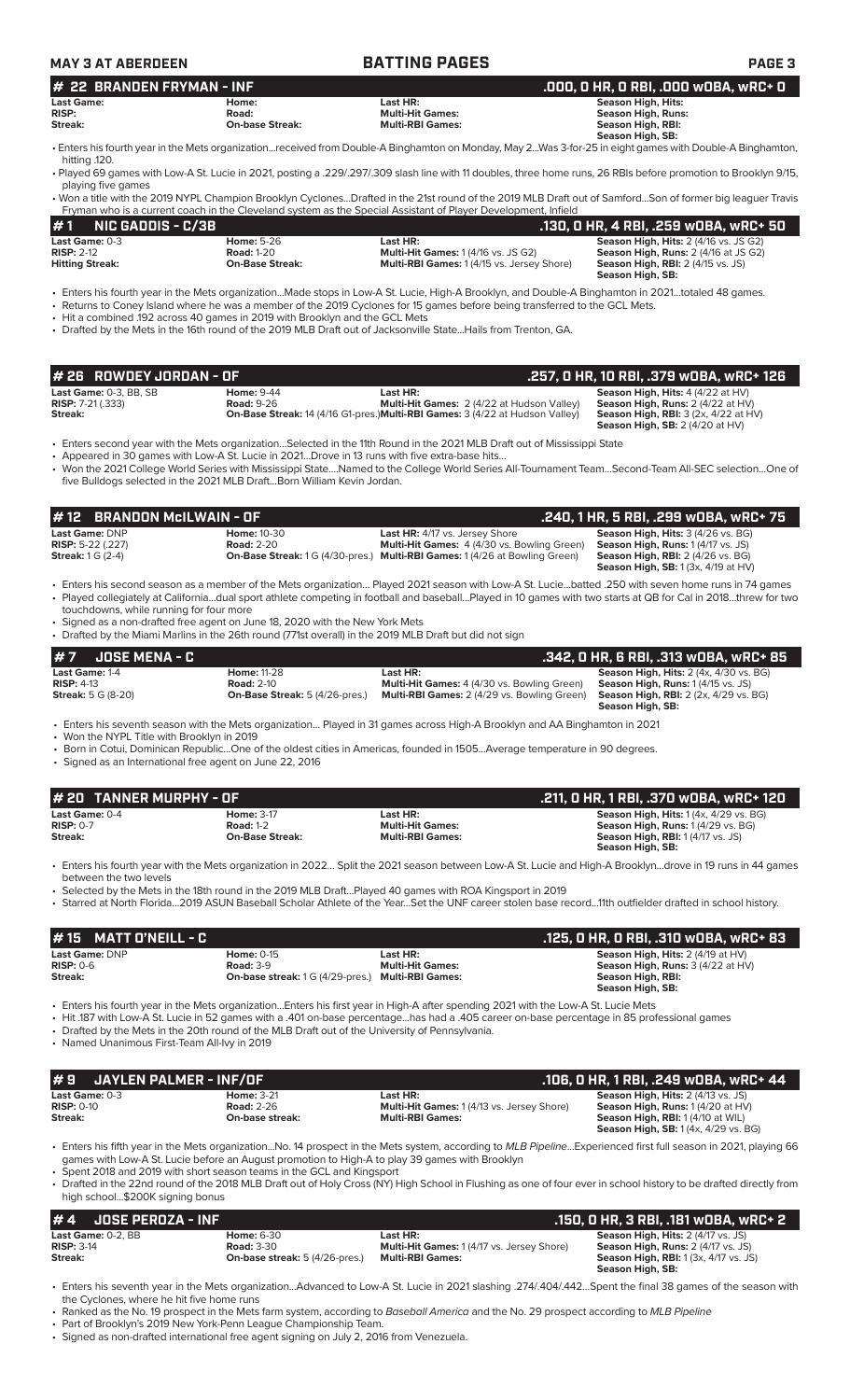## BATTING PAGES

MAY 3 AT ABERDEEN

### # 22 BRANDEN FRYMAN - INF — .000, 0 HR, 0 RBI, .000 wOBA, wRC+ 0

| | | | |
|---|---|---|---|
| **Last Game:** | **Home:** | **Last HR:** | **Season High, Hits:** |
| **RISP:** | **Road:** | **Multi-Hit Games:** | **Season High, Runs:** |
| **Streak:** | **On-base Streak:** | **Multi-RBI Games:** | **Season High, RBI:** |
| | | | **Season High, SB:** |

- Enters his fourth year in the Mets organization...received from Double-A Binghamton on Monday, May 2...Was 3-for-25 in eight games with Double-A Binghamton, hitting .120.
- Played 69 games with Low-A St. Lucie in 2021, posting a .229/.297/.309 slash line with 11 doubles, three home runs, 26 RBIs before promotion to Brooklyn 9/15, playing five games
- Won a title with the 2019 NYPL Champion Brooklyn Cyclones...Drafted in the 21st round of the 2019 MLB Draft out of Samford...Son of former big leaguer Travis Fryman who is a current coach in the Cleveland system as the Special Assistant of Player Development, Infield

### # 1 NIC GADDIS - C/3B — .130, 0 HR, 4 RBI, .259 wOBA, wRC+ 50

| | | | |
|---|---|---|---|
| **Last Game:** 0-3 | **Home:** 5-26 | **Last HR:** | **Season High, Hits:** 2 (4/16 vs. JS G2) |
| **RISP:** 2-12 | **Road:** 1-20 | **Multi-Hit Games:** 1 (4/16 vs. JS G2) | **Season High, Runs:** 2 (4/16 at JS G2) |
| **Hitting Streak:** | **On-Base Streak:** | **Multi-RBI Games:** 1 (4/15 vs. Jersey Shore) | **Season High, RBI:** 2 (4/15 vs. JS) |
| | | | **Season High, SB:** |

- Enters his fourth year in the Mets organization...Made stops in Low-A St. Lucie, High-A Brooklyn, and Double-A Binghamton in 2021...totaled 48 games.
- Returns to Coney Island where he was a member of the 2019 Cyclones for 15 games before being transferred to the GCL Mets.
- Hit a combined .192 across 40 games in 2019 with Brooklyn and the GCL Mets
- Drafted by the Mets in the 16th round of the 2019 MLB Draft out of Jacksonville State...Hails from Trenton, GA.

### # 26 ROWDEY JORDAN - OF — .257, 0 HR, 10 RBI, .379 wOBA, wRC+ 126

| | | | |
|---|---|---|---|
| **Last Game:** 0-3, BB, SB | **Home:** 9-44 | **Last HR:** | **Season High, Hits:** 4 (4/22 at HV) |
| **RISP:** 7-21 (.333) | **Road:** 9-26 | **Multi-Hit Games:** 2 (4/22 at Hudson Valley) | **Season High, Runs:** 2 (4/22 at HV) |
| **Streak:** | **On-Base Streak:** 14 (4/16 G1-pres.) | **Multi-RBI Games:** 3 (4/22 at Hudson Valley) | **Season High, RBI:** 3 (2x, 4/22 at HV) |
| | | | **Season High, SB:** 2 (4/20 at HV) |

- Enters second year with the Mets organization...Selected in the 11th Round in the 2021 MLB Draft out of Mississippi State
- Appeared in 30 games with Low-A St. Lucie in 2021...Drove in 13 runs with five extra-base hits...
- Won the 2021 College World Series with Mississippi State....Named to the College World Series All-Tournament Team...Second-Team All-SEC selection...One of five Bulldogs selected in the 2021 MLB Draft...Born William Kevin Jordan.

### # 12 BRANDON McILWAIN - OF — .240, 1 HR, 5 RBI, .299 wOBA, wRC+ 75

| | | | |
|---|---|---|---|
| **Last Game:** DNP | **Home:** 10-30 | **Last HR:** 4/17 vs. Jersey Shore | **Season High, Hits:** 3 (4/26 vs. BG) |
| **RISP:** 5-22 (.227) | **Road:** 2-20 | **Multi-Hit Games:** 4 (4/30 vs. Bowling Green) | **Season High, Runs:** 1 (4/17 vs. JS) |
| **Streak:** 1 G (2-4) | **On-Base Streak:** 1 G (4/30-pres.) | **Multi-RBI Games:** 1 (4/26 at Bowling Green) | **Season High, RBI:** 2 (4/26 vs. BG) |
| | | | **Season High, SB:** 1 (3x, 4/19 at HV) |

- Enters his second season as a member of the Mets organization... Played 2021 season with Low-A St. Lucie...batted .250 with seven home runs in 74 games
- Played collegiately at California...dual sport athlete competing in football and baseball...Played in 10 games with two starts at QB for Cal in 2018...threw for two touchdowns, while running for four more
- Signed as a non-drafted free agent on June 18, 2020 with the New York Mets
- Drafted by the Miami Marlins in the 26th round (771st overall) in the 2019 MLB Draft but did not sign

### # 7 JOSE MENA - C — .342, 0 HR, 6 RBI, .313 wOBA, wRC+ 85

| | | | |
|---|---|---|---|
| **Last Game:** 1-4 | **Home:** 11-28 | **Last HR:** | **Season High, Hits:** 2 (4x, 4/30 vs. BG) |
| **RISP:** 4-13 | **Road:** 2-10 | **Multi-Hit Games:** 4 (4/30 vs. Bowling Green) | **Season High, Runs:** 1 (4/15 vs. JS) |
| **Streak:** 5 G (8-20) | **On-Base Streak:** 5 (4/26-pres.) | **Multi-RBI Games:** 2 (4/29 vs. Bowling Green) | **Season High, RBI:** 2 (2x, 4/29 vs. BG) |
| | | | **Season High, SB:** |

- Enters his seventh season with the Mets organization... Played in 31 games across High-A Brooklyn and AA Binghamton in 2021
- Won the NYPL Title with Brooklyn in 2019
- Born in Cotui, Dominican Republic...One of the oldest cities in Americas, founded in 1505...Average temperature in 90 degrees.
- Signed as an International free agent on June 22, 2016

### # 20 TANNER MURPHY - OF — .211, 0 HR, 1 RBI, .370 wOBA, wRC+ 120

| | | | |
|---|---|---|---|
| **Last Game:** 0-4 | **Home:** 3-17 | **Last HR:** | **Season High, Hits:** 1 (4x, 4/29 vs. BG) |
| **RISP:** 0-7 | **Road:** 1-2 | **Multi-Hit Games:** | **Season High, Runs:** 1 (4/29 vs. BG) |
| **Streak:** | **On-Base Streak:** | **Multi-RBI Games:** | **Season High, RBI:** 1 (4/17 vs. JS) |
| | | | **Season High, SB:** |

- Enters his fourth year with the Mets organization in 2022... Split the 2021 season between Low-A St. Lucie and High-A Brooklyn...drove in 19 runs in 44 games between the two levels
- Selected by the Mets in the 18th round in the 2019 MLB Draft...Played 40 games with ROA Kingsport in 2019
- Starred at North Florida...2019 ASUN Baseball Scholar Athlete of the Year...Set the UNF career stolen base record...11th outfielder drafted in school history.

### # 15 MATT O'NEILL - C — .125, 0 HR, 0 RBI, .310 wOBA, wRC+ 83

| | | | |
|---|---|---|---|
| **Last Game:** DNP | **Home:** 0-15 | **Last HR:** | **Season High, Hits:** 2 (4/19 at HV) |
| **RISP:** 0-6 | **Road:** 3-9 | **Multi-Hit Games:** | **Season High, Runs:** 3 (4/22 at HV) |
| **Streak:** | **On-base streak:** 1 G (4/29-pres.) | **Multi-RBI Games:** | **Season High, RBI:** |
| | | | **Season High, SB:** |

- Enters his fourth year in the Mets organization...Enters his first year in High-A after spending 2021 with the Low-A St. Lucie Mets
- Hit .187 with Low-A St. Lucie in 52 games with a .401 on-base percentage...has had a .405 career on-base percentage in 85 professional games
- Drafted by the Mets in the 20th round of the MLB Draft out of the University of Pennsylvania.
- Named Unanimous First-Team All-Ivy in 2019

### # 9 JAYLEN PALMER - INF/OF — .106, 0 HR, 1 RBI, .249 wOBA, wRC+ 44

| | | | |
|---|---|---|---|
| **Last Game:** 0-3 | **Home:** 3-21 | **Last HR:** | **Season High, Hits:** 2 (4/13 vs. JS) |
| **RISP:** 0-10 | **Road:** 2-26 | **Multi-Hit Games:** 1 (4/13 vs. Jersey Shore) | **Season High, Runs:** 1 (4/20 at HV) |
| **Streak:** | **On-base streak:** | **Multi-RBI Games:** | **Season High, RBI:** 1 (4/10 at WIL) |
| | | | **Season High, SB:** 1 (4x, 4/29 vs. BG) |

- Enters his fifth year in the Mets organization...No. 14 prospect in the Mets system, according to *MLB Pipeline*...Experienced first full season in 2021, playing 66 games with Low-A St. Lucie before an August promotion to High-A to play 39 games with Brooklyn
- Spent 2018 and 2019 with short season teams in the GCL and Kingsport
- Drafted in the 22nd round of the 2018 MLB Draft out of Holy Cross (NY) High School in Flushing as one of four ever in school history to be drafted directly from high school...$200K signing bonus

### # 4 JOSE PEROZA - INF — .150, 0 HR, 3 RBI, .181 wOBA, wRC+ 2

| | | | |
|---|---|---|---|
| **Last Game:** 0-2, BB | **Home:** 6-30 | **Last HR:** | **Season High, Hits:** 2 (4/17 vs. JS) |
| **RISP:** 3-14 | **Road:** 3-30 | **Multi-Hit Games:** 1 (4/17 vs. Jersey Shore) | **Season High, Runs:** 2 (4/17 vs. JS) |
| **Streak:** | **On-base streak:** 5 (4/26-pres.) | **Multi-RBI Games:** | **Season High, RBI:** 1 (3x, 4/17 vs. JS) |
| | | | **Season High, SB:** |

- Enters his seventh year in the Mets organization...Advanced to Low-A St. Lucie in 2021 slashing .274/.404/.442...Spent the final 38 games of the season with the Cyclones, where he hit five home runs
- Ranked as the No. 19 prospect in the Mets farm system, according to *Baseball America* and the No. 29 prospect according to *MLB Pipeline*
- Part of Brooklyn's 2019 New York-Penn League Championship Team.
- Signed as non-drafted international free agent signing on July 2, 2016 from Venezuela.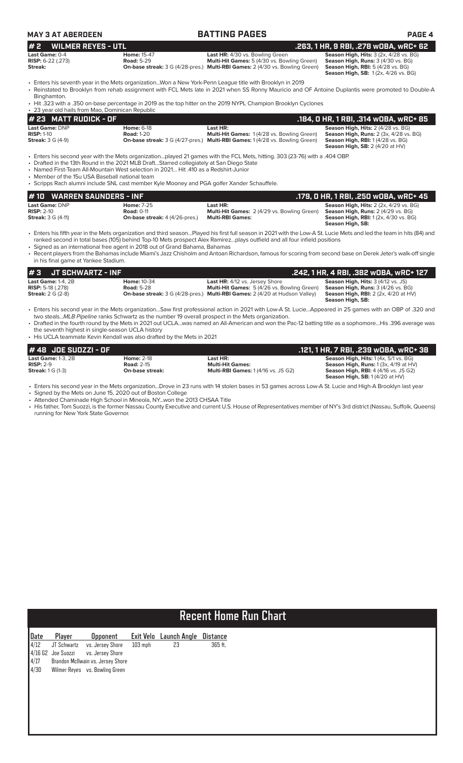**MAY 3 AT ABERDEEN** | **BATTING PAGES**

## # 2 WILMER REYES - UTL — .263, 1 HR, 9 RBI, .278 wOBA, wRC+ 62

| | | | |
|---|---|---|---|
| **Last Game:** 0-4 | **Home:** 15-47 | **Last HR:** 4/30 vs. Bowling Green | **Season High, Hits:** 3 (2x, 4/28 vs. BG) |
| **RISP:** 6-22 (.273) | **Road:** 5-29 | **Multi-Hit Games:** 5 (4/30 vs. Bowling Green) | **Season High, Runs:** 3 (4/30 vs. BG) |
| **Streak:** | **On-base streak:** 3 G (4/28-pres.) | **Multi-RBI Games:** 2 (4/30 vs. Bowling Green) | **Season High, RBI:** 5 (4/28 vs. BG) |
| | | | **Season High, SB:** 1 (2x, 4/26 vs. BG) |

- Enters his seventh year in the Mets organization...Won a New York-Penn League title with Brooklyn in 2019
- Reinstated to Brooklyn from rehab assignment with FCL Mets late in 2021 when SS Ronny Mauricio and OF Antoine Duplantis were promoted to Double-A Binghamton.
- Hit .323 with a .350 on-base percentage in 2019 as the top hitter on the 2019 NYPL Champion Brooklyn Cyclones
- 23 year old hails from Mao, Dominican Republic

## # 23 MATT RUDICK - OF — .184, 0 HR, 1 RBI, .314 wOBA, wRC+ 85

| | | | |
|---|---|---|---|
| **Last Game:** DNP | **Home:** 6-18 | **Last HR:** | **Season High, Hits:** 2 (4/28 vs. BG) |
| **RISP:** 1-10 | **Road:** 1-20 | **Multi-Hit Games:** 1 (4/28 vs. Bowling Green) | **Season High, Runs:** 2 (3x, 4/28 vs. BG) |
| **Streak:** 3 G (4-9) | **On-base streak:** 3 G (4/27-pres.) | **Multi-RBI Games:** 1 (4/28 vs. Bowling Green) | **Season High, RBI:** 1 (4/28 vs. BG) |
| | | | **Season High, SB:** 2 (4/20 at HV) |

- Enters his second year with the Mets organization...played 21 games with the FCL Mets, hitting. 303 (23-76) with a .404 OBP.
- Drafted in the 13th Round in the 2021 MLB Draft...Starred collegiately at San Diego State
- Named First-Team All-Mountain West selection in 2021... Hit .410 as a Redshirt-Junior
- Member of the 15u USA Baseball national team
- Scripps Rach alumni include SNL cast member Kyle Mooney and PGA golfer Xander Schauffele.

## # 10 WARREN SAUNDERS - INF — .179, 0 HR, 1 RBI, .250 wOBA, wRC+ 45

| | | | |
|---|---|---|---|
| **Last Game:** DNP | **Home:** 7-25 | **Last HR:** | **Season High, Hits:** 2 (2x, 4/29 vs. BG) |
| **RISP:** 2-10 | **Road:** 0-11 | **Multi-Hit Games:** 2 (4/29 vs. Bowling Green) | **Season High, Runs:** 2 (4/29 vs. BG) |
| **Streak:** 3 G (4-11) | **On-base streak:** 4 (4/26-pres.) | **Multi-RBI Games:** | **Season High, RBI:** 1 (2x, 4/30 vs. BG) |
| | | | **Season High, SB:** |

- Enters his fifth year in the Mets organization and third season...Played his first full season in 2021 with the Low-A St. Lucie Mets and led the team in hits (84) and ranked second in total bases (105) behind Top-10 Mets prospect Alex Ramirez...plays outfield and all four infield positions
- Signed as an international free agent in 2018 out of Grand Bahama, Bahamas
- Recent players from the Bahamas include Miami's Jazz Chisholm and Antoan Richardson, famous for scoring from second base on Derek Jeter's walk-off single in his final game at Yankee Stadium.

## # 3 JT SCHWARTZ - INF — .242, 1 HR, 4 RBI, .382 wOBA, wRC+ 127

| | | | |
|---|---|---|---|
| **Last Game:** 1-4, 2B | **Home:** 10-34 | **Last HR:** 4/12 vs. Jersey Shore | **Season High, Hits:** 3 (4/12 vs. JS) |
| **RISP:** 5-18 (.278) | **Road:** 5-28 | **Multi-Hit Games:** 5 (4/26 vs. Bowling Green) | **Season High, Runs:** 3 (4/26 vs. BG) |
| **Streak:** 2 G (2-8) | **On-base streak:** 3 G (4/28-pres.) | **Multi-RBI Games:** 2 (4/20 at Hudson Valley) | **Season High, RBI:** 2 (2x, 4/20 at HV) |
| | | | **Season High, SB:** |

- Enters his second year in the Mets organization...Saw first professional action in 2021 with Low-A St. Lucie...Appeared in 25 games with an OBP of .320 and two steals...*MLB Pipeline* ranks Schwartz as the number 19 overall prospect in the Mets organization.
- Drafted in the fourth round by the Mets in 2021 out UCLA...was named an All-American and won the Pac-12 batting title as a sophomore...His .396 average was the seventh highest in single-season UCLA history
- His UCLA teammate Kevin Kendall was also drafted by the Mets in 2021

## # 48 JOE SUOZZI - OF — .121, 1 HR, 7 RBI, .239 wOBA, wRC+ 38

| | | | |
|---|---|---|---|
| **Last Game:** 1-3, 2B | **Home:** 2-18 | **Last HR:** | **Season High, Hits:** 1 (4x, 5/1 vs. BG) |
| **RISP:** 2-9 | **Road:** 2-15 | **Multi-Hit Games:** | **Season High, Runs:** 1 (3x, 4/19 at HV) |
| **Streak:** 1 G (1-3) | **On-base streak:** | **Multi-RBI Games:** 1 (4/16 vs. JS G2) | **Season High, RBI:** 4 (4/16 vs. JS G2) |
| | | | **Season High, SB:** 1 (4/20 at HV) |

- Enters his second year in the Mets organization...Drove in 23 runs with 14 stolen bases in 53 games across Low-A St. Lucie and High-A Brooklyn last year
- Signed by the Mets on June 15, 2020 out of Boston College
- Attended Chaminade High School in Mineola, NY...won the 2013 CHSAA Title
- His father, Tom Suozzi, is the former Nassau County Executive and current U.S. House of Representatives member of NY's 3rd district (Nassau, Suffolk, Queens) running for New York State Governor.

## Recent Home Run Chart

| Date | Player | Opponent | Exit Velo | Launch Angle | Distance |
|---|---|---|---|---|---|
| 4/12 | JT Schwartz | vs. Jersey Shore | 103 mph | 23 | 365 ft. |
| 4/16 G2 | Joe Suozzi | vs. Jersey Shore | | | |
| 4/17 | Brandon McIlwain | vs. Jersey Shore | | | |
| 4/30 | Wilmer Reyes | vs. Bowling Green | | | |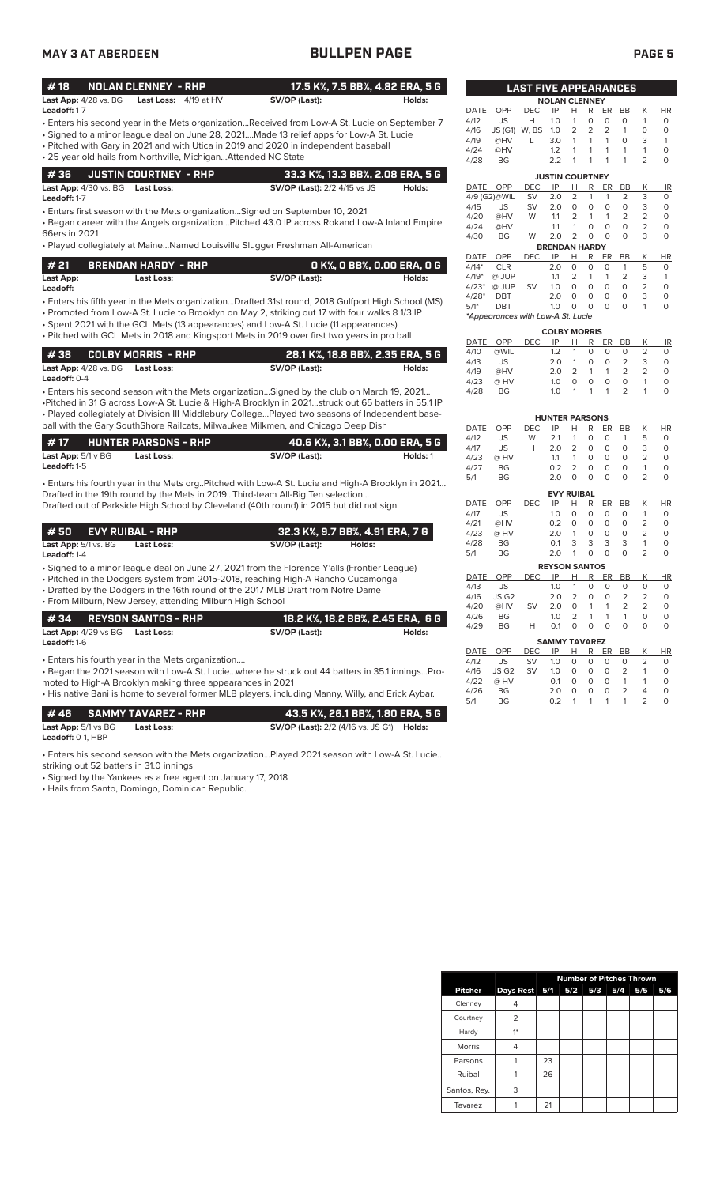# BULLPEN PAGE

MAY 3 AT ABERDEEN

## # 18 NOLAN CLENNEY - RHP — 17.5 K%, 7.5 BB%, 4.82 ERA, 5 G

**Last App:** 4/28 vs. BG **Last Loss:** 4/19 at HV **SV/OP (Last):** **Holds:**
**Leadoff:** 1-7

- Enters his second year in the Mets organization...Received from Low-A St. Lucie on September 7
- Signed to a minor league deal on June 28, 2021....Made 13 relief apps for Low-A St. Lucie
- Pitched with Gary in 2021 and with Utica in 2019 and 2020 in independent baseball
- 25 year old hails from Northville, Michigan...Attended NC State

## # 36 JUSTIN COURTNEY - RHP — 33.3 K%, 13.3 BB%, 2.08 ERA, 5 G

**Last App:** 4/30 vs. BG **Last Loss:** **SV/OP (Last):** 2/2 4/15 vs JS **Holds:**
**Leadoff:** 1-7

- Enters first season with the Mets organization...Signed on September 10, 2021
- Began career with the Angels organization...Pitched 43.0 IP across Rokand Low-A Inland Empire 66ers in 2021
- Played collegiately at Maine...Named Louisville Slugger Freshman All-American

## # 21 BRENDAN HARDY - RHP — 0 K%, 0 BB%, 0.00 ERA, 0 G

**Last App:** **Last Loss:** **SV/OP (Last):** **Holds:**
**Leadoff:**

- Enters his fifth year in the Mets organization...Drafted 31st round, 2018 Gulfport High School (MS)
- Promoted from Low-A St. Lucie to Brooklyn on May 2, striking out 17 with four walks 8 1/3 IP
- Spent 2021 with the GCL Mets (13 appearances) and Low-A St. Lucie (11 appearances)
- Pitched with GCL Mets in 2018 and Kingsport Mets in 2019 over first two years in pro ball

## # 38 COLBY MORRIS - RHP — 28.1 K%, 18.8 BB%, 2.35 ERA, 5 G

**Last App:** 4/28 vs. BG **Last Loss:** **SV/OP (Last):** **Holds:**
**Leadoff:** 0-4

- Enters his second season with the Mets organization...Signed by the club on March 19, 2021...
- Pitched in 31 G across Low-A St. Lucie & High-A Brooklyn in 2021...struck out 65 batters in 55.1 IP
- Played collegiately at Division III Middlebury College...Played two seasons of Independent baseball with the Gary SouthShore Railcats, Milwaukee Milkmen, and Chicago Deep Dish

## # 17 HUNTER PARSONS - RHP — 40.6 K%, 3.1 BB%, 0.00 ERA, 5 G

**Last App:** 5/1 v BG **Last Loss:** **SV/OP (Last):** **Holds:** 1
**Leadoff:** 1-5

- Enters his fourth year in the Mets org..Pitched with Low-A St. Lucie and High-A Brooklyn in 2021... Drafted in the 19th round by the Mets in 2019...Third-team All-Big Ten selection... Drafted out of Parkside High School by Cleveland (40th round) in 2015 but did not sign

## # 50 EVY RUIBAL - RHP — 32.3 K%, 9.7 BB%, 4.91 ERA, 7 G

**Last App:** 5/1 vs. BG **Last Loss:** **SV/OP (Last):** **Holds:**
**Leadoff:** 1-4

- Signed to a minor league deal on June 27, 2021 from the Florence Y'alls (Frontier League)
- Pitched in the Dodgers system from 2015-2018, reaching High-A Rancho Cucamonga
- Drafted by the Dodgers in the 16th round of the 2017 MLB Draft from Notre Dame
- From Milburn, New Jersey, attending Milburn High School

## # 34 REYSON SANTOS - RHP — 18.2 K%, 18.2 BB%, 2.45 ERA, 6 G

**Last App:** 4/29 vs BG **Last Loss:** **SV/OP (Last):** **Holds:**
**Leadoff:** 1-6

- Enters his fourth year in the Mets organization....
- Began the 2021 season with Low-A St. Lucie...where he struck out 44 batters in 35.1 innings...Promoted to High-A Brooklyn making three appearances in 2021
- His native Bani is home to several former MLB players, including Manny, Willy, and Erick Aybar.

## # 46 SAMMY TAVAREZ - RHP — 43.5 K%, 26.1 BB%, 1.80 ERA, 5 G

**Last App:** 5/1 vs BG **Last Loss:** **SV/OP (Last):** 2/2 (4/16 vs. JS G1) **Holds:**
**Leadoff:** 0-1, HBP

- Enters his second season with the Mets organization...Played 2021 season with Low-A St. Lucie... striking out 52 batters in 31.0 innings
- Signed by the Yankees as a free agent on January 17, 2018
- Hails from Santo, Domingo, Dominican Republic.

## LAST FIVE APPEARANCES

**NOLAN CLENNEY**

| DATE | OPP | DEC | IP | H | R | ER | BB | K | HR |
|---|---|---|---|---|---|---|---|---|---|
| 4/12 | JS | H | 1.0 | 1 | 0 | 0 | 0 | 1 | 0 |
| 4/16 | JS (G1) | W, BS | 1.0 | 2 | 2 | 2 | 1 | 0 | 0 |
| 4/19 | @HV | L | 3.0 | 1 | 1 | 1 | 0 | 3 | 1 |
| 4/24 | @HV | | 1.2 | 1 | 1 | 1 | 1 | 1 | 0 |
| 4/28 | BG | | 2.2 | 1 | 1 | 1 | 1 | 2 | 0 |

**JUSTIN COURTNEY**

| DATE | OPP | DEC | IP | H | R | ER | BB | K | HR |
|---|---|---|---|---|---|---|---|---|---|
| 4/9 (G2) | @WIL | SV | 2.0 | 2 | 1 | 1 | 2 | 3 | 0 |
| 4/15 | JS | SV | 2.0 | 0 | 0 | 0 | 0 | 3 | 0 |
| 4/20 | @HV | W | 1.1 | 2 | 1 | 1 | 2 | 2 | 0 |
| 4/24 | @HV | | 1.1 | 1 | 0 | 0 | 0 | 2 | 0 |
| 4/30 | BG | W | 2.0 | 2 | 0 | 0 | 0 | 3 | 0 |

**BRENDAN HARDY**

| DATE | OPP | DEC | IP | H | R | ER | BB | K | HR |
|---|---|---|---|---|---|---|---|---|---|
| 4/14* | CLR | | 2.0 | 0 | 0 | 0 | 1 | 5 | 0 |
| 4/19* | @ JUP | | 1.1 | 2 | 1 | 1 | 2 | 3 | 1 |
| 4/23* | @ JUP | SV | 1.0 | 0 | 0 | 0 | 0 | 2 | 0 |
| 4/28* | DBT | | 2.0 | 0 | 0 | 0 | 0 | 3 | 0 |
| 5/1* | DBT | | 1.0 | 0 | 0 | 0 | 0 | 1 | 0 |

*Appearances with Low-A St. Lucie*

**COLBY MORRIS**

| DATE | OPP | DEC | IP | H | R | ER | BB | K | HR |
|---|---|---|---|---|---|---|---|---|---|
| 4/10 | @WIL | | 1.2 | 1 | 0 | 0 | 0 | 2 | 0 |
| 4/13 | JS | | 2.0 | 1 | 0 | 0 | 2 | 3 | 0 |
| 4/19 | @HV | | 2.0 | 2 | 1 | 1 | 2 | 2 | 0 |
| 4/23 | @ HV | | 1.0 | 0 | 0 | 0 | 0 | 1 | 0 |
| 4/28 | BG | | 1.0 | 1 | 1 | 1 | 2 | 1 | 0 |

**HUNTER PARSONS**

| DATE | OPP | DEC | IP | H | R | ER | BB | K | HR |
|---|---|---|---|---|---|---|---|---|---|
| 4/12 | JS | W | 2.1 | 1 | 0 | 0 | 1 | 5 | 0 |
| 4/17 | JS | H | 2.0 | 2 | 0 | 0 | 0 | 3 | 0 |
| 4/23 | @ HV | | 1.1 | 1 | 0 | 0 | 0 | 2 | 0 |
| 4/27 | BG | | 0.2 | 2 | 0 | 0 | 0 | 1 | 0 |
| 5/1 | BG | | 2.0 | 0 | 0 | 0 | 0 | 2 | 0 |

**EVY RUIBAL**

| DATE | OPP | DEC | IP | H | R | ER | BB | K | HR |
|---|---|---|---|---|---|---|---|---|---|
| 4/17 | JS | | 1.0 | 0 | 0 | 0 | 0 | 1 | 0 |
| 4/21 | @HV | | 0.2 | 0 | 0 | 0 | 0 | 2 | 0 |
| 4/23 | @ HV | | 2.0 | 1 | 0 | 0 | 0 | 2 | 0 |
| 4/28 | BG | | 0.1 | 3 | 3 | 3 | 3 | 1 | 0 |
| 5/1 | BG | | 2.0 | 1 | 0 | 0 | 0 | 2 | 0 |

**REYSON SANTOS**

| DATE | OPP | DEC | IP | H | R | ER | BB | K | HR |
|---|---|---|---|---|---|---|---|---|---|
| 4/13 | JS | | 1.0 | 1 | 0 | 0 | 0 | 0 | 0 |
| 4/16 | JS G2 | | 2.0 | 2 | 0 | 0 | 2 | 2 | 0 |
| 4/20 | @HV | SV | 2.0 | 0 | 1 | 1 | 2 | 2 | 0 |
| 4/26 | BG | | 1.0 | 2 | 1 | 1 | 1 | 0 | 0 |
| 4/29 | BG | H | 0.1 | 0 | 0 | 0 | 0 | 0 | 0 |

**SAMMY TAVAREZ**

| DATE | OPP | DEC | IP | H | R | ER | BB | K | HR |
|---|---|---|---|---|---|---|---|---|---|
| 4/12 | JS | SV | 1.0 | 0 | 0 | 0 | 0 | 2 | 0 |
| 4/16 | JS G2 | SV | 1.0 | 0 | 0 | 0 | 2 | 1 | 0 |
| 4/22 | @ HV | | 0.1 | 0 | 0 | 0 | 1 | 1 | 0 |
| 4/26 | BG | | 2.0 | 0 | 0 | 0 | 2 | 4 | 0 |
| 5/1 | BG | | 0.2 | 1 | 1 | 1 | 1 | 2 | 0 |

| Pitcher | Days Rest | Number of Pitches Thrown 5/1 | 5/2 | 5/3 | 5/4 | 5/5 | 5/6 |
|---|---|---|---|---|---|---|---|
| Clenney | 4 | | | | | | |
| Courtney | 2 | | | | | | |
| Hardy | 1* | | | | | | |
| Morris | 4 | | | | | | |
| Parsons | 1 | 23 | | | | | |
| Ruibal | 1 | 26 | | | | | |
| Santos, Rey. | 3 | | | | | | |
| Tavarez | 1 | 21 | | | | | |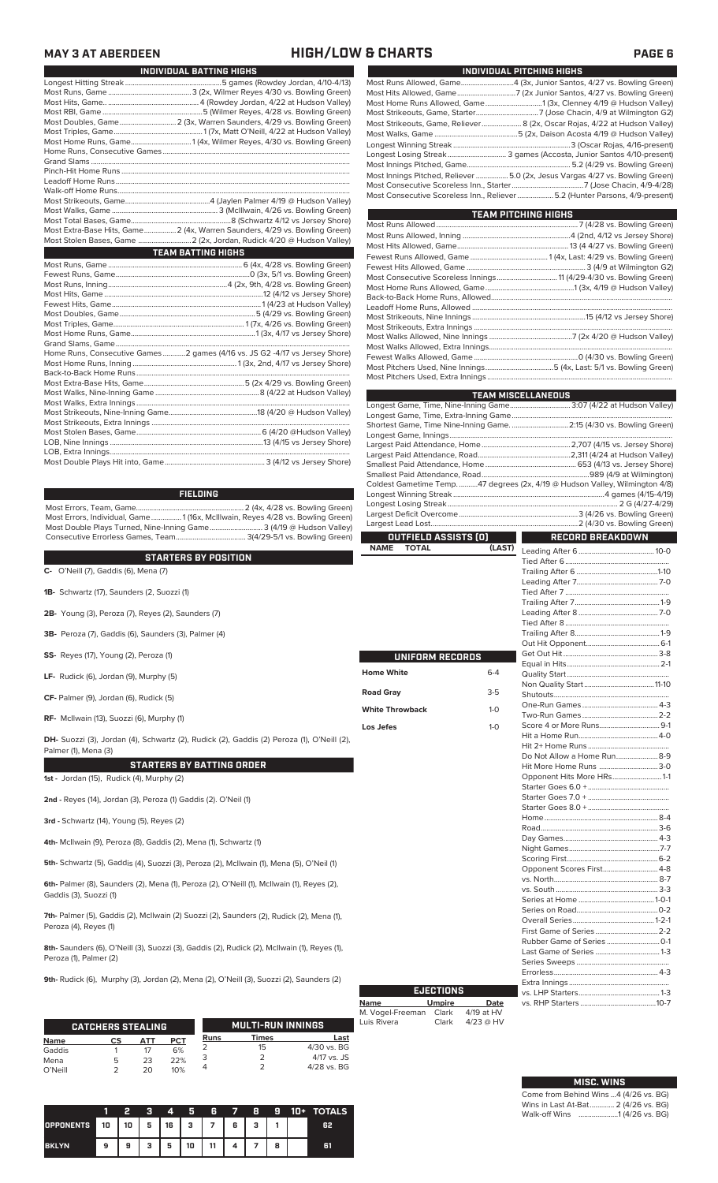# MAY 3 AT ABERDEEN — HIGH/LOW & CHARTS

## INDIVIDUAL BATTING HIGHS

| | |
|---|---|
| Longest Hitting Streak | 5 games (Rowdey Jordan, 4/10-4/13) |
| Most Runs, Game | 3 (2x, Wilmer Reyes 4/30 vs. Bowling Green) |
| Most Hits, Game | 4 (Rowdey Jordan, 4/22 at Hudson Valley) |
| Most RBI, Game | 5 (Wilmer Reyes, 4/28 vs. Bowling Green) |
| Most Doubles, Game | 2 (3x, Warren Saunders, 4/29 vs. Bowling Green) |
| Most Triples, Game | 1 (7x, Matt O'Neill, 4/22 at Hudson Valley) |
| Most Home Runs, Game | 1 (4x, Wilmer Reyes, 4/30 vs. Bowling Green) |
| Home Runs, Consecutive Games | |
| Grand Slams | |
| Pinch-Hit Home Runs | |
| Leadoff Home Runs | |
| Walk-off Home Runs | |
| Most Strikeouts, Game | 4 (Jaylen Palmer 4/19 @ Hudson Valley) |
| Most Walks, Game | 3 (McIlwain, 4/26 vs. Bowling Green) |
| Most Total Bases, Game | 8 (Schwartz 4/12 vs Jersey Shore) |
| Most Extra-Base Hits, Game | 2 (4x, Warren Saunders, 4/29 vs. Bowling Green) |
| Most Stolen Bases, Game | 2 (2x, Jordan, Rudick 4/20 @ Hudson Valley) |

## TEAM BATTING HIGHS

| | |
|---|---|
| Most Runs, Game | 6 (4x, 4/28 vs. Bowling Green) |
| Fewest Runs, Game | 0 (3x, 5/1 vs. Bowling Green) |
| Most Runs, Inning | 4 (2x, 9th, 4/28 vs. Bowling Green) |
| Most Hits, Game | 12 (4/12 vs Jersey Shore) |
| Fewest Hits, Game | 1 (4/23 at Hudson Valley) |
| Most Doubles, Game | 5 (4/29 vs. Bowling Green) |
| Most Triples, Game | 1 (7x, 4/26 vs. Bowling Green) |
| Most Home Runs, Game | 1 (3x, 4/17 vs. Jersey Shore) |
| Grand Slams, Game | |
| Home Runs, Consecutive Games | 2 games (4/16 vs. JS G2 -4/17 vs Jersey Shore) |
| Most Home Runs, Inning | 1 (3x, 2nd, 4/17 vs. Jersey Shore) |
| Back-to-Back Home Runs | |
| Most Extra-Base Hits, Game | 5 (2x 4/29 vs. Bowling Green) |
| Most Walks, Nine-Inning Game | 8 (4/22 at Hudson Valley) |
| Most Walks, Extra Innings | |
| Most Strikeouts, Nine-Inning Game | 18 (4/20 @ Hudson Valley) |
| Most Strikeouts, Extra Innings | |
| Most Stolen Bases, Game | 6 (4/20 @Hudson Valley) |
| LOB, Nine Innings | 13 (4/15 vs Jersey Shore) |
| LOB, Extra Innings | |
| Most Double Plays Hit into, Game | 3 (4/12 vs Jersey Shore) |

## FIELDING

| | |
|---|---|
| Most Errors, Team, Game | 2 (4x, 4/28 vs. Bowling Green) |
| Most Errors, Individual, Game | 1 (16x, McIlIwain, Reyes 4/28 vs. Bowling Green) |
| Most Double Plays Turned, Nine-Inning Game | 3 (4/19 @ Hudson Valley) |
| Consecutive Errorless Games, Team | 3(4/29-5/1 vs. Bowling Green) |

## STARTERS BY POSITION

**C-** O'Neill (7), Gaddis (6), Mena (7)

**1B-** Schwartz (17), Saunders (2), Suozzi (1)

**2B-** Young (3), Peroza (7), Reyes (2), Saunders (7)

**3B-** Peroza (7), Gaddis (6), Saunders (3), Palmer (4)

**SS-** Reyes (17), Young (2), Peroza (1)

**LF-** Rudick (6), Jordan (9), Murphy (5)

**CF-** Palmer (9), Jordan (6), Rudick (5)

**RF-** McIlwain (13), Suozzi (6), Murphy (1)

**DH-** Suozzi (3), Jordan (4), Schwartz (2), Rudick (2), Gaddis (2) Peroza (1), O'Neill (2), Palmer (1), Mena (3)

## STARTERS BY BATTING ORDER

**1st -** Jordan (15), Rudick (4), Murphy (2)

**2nd -** Reyes (14), Jordan (3), Peroza (1) Gaddis (2). O'Neil (1)

**3rd -** Schwartz (14), Young (5), Reyes (2)

**4th-** McIlwain (9), Peroza (8), Gaddis (2), Mena (1), Schwartz (1)

**5th-** Schwartz (5), Gaddis (4), Suozzi (3), Peroza (2), McIlwain (1), Mena (5), O'Neil (1)

**6th-** Palmer (8), Saunders (2), Mena (1), Peroza (1), O'Neill (1), McIlwain (1), Reyes (2), Gaddis (3), Suozzi (1)

**7th-** Palmer (5), Gaddis (7), McIlwain (2) Suozzi (2), Saunders (2), Rudick (2), Mena (1), Peroza (4), Reyes (1)

**8th-** Saunders (6), O'Neill (3), Suozzi (3), Gaddis (2), Rudick (2), McIlwain (1), Reyes (1), Peroza (1), Palmer (2)

**9th-** Rudick (6), Murphy (3), Jordan (2), Mena (2), O'Neill (3), Suozzi (2), Saunders (2)

## CATCHERS STEALING

| Name | CS | ATT | PCT |
|---|---|---|---|
| Gaddis | 1 | 17 | 6% |
| Mena | 5 | 23 | 22% |
| O'Neill | 2 | 20 | 10% |

## MULTI-RUN INNINGS

| Runs | Times | Last |
|---|---|---|
| 2 | 15 | 4/30 vs. BG |
| 3 | 2 | 4/17 vs. JS |
| 4 | 2 | 4/28 vs. BG |

| | 1 | 2 | 3 | 4 | 5 | 6 | 7 | 8 | 9 | 10+ | TOTALS |
|---|---|---|---|---|---|---|---|---|---|---|---|
| OPPONENTS | 10 | 10 | 5 | 16 | 3 | 7 | 6 | 3 | 1 | | 62 |
| BKLYN | 9 | 9 | 3 | 5 | 10 | 11 | 4 | 7 | 8 | | 61 |

## INDIVIDUAL PITCHING HIGHS

| | |
|---|---|
| Most Runs Allowed, Game | 4 (3x, Junior Santos, 4/27 vs. Bowling Green) |
| Most Hits Allowed, Game | 7 (2x Junior Santos, 4/27 vs. Bowling Green) |
| Most Home Runs Allowed, Game | 1 (3x, Clenney 4/19 @ Hudson Valley) |
| Most Strikeouts, Game, Starter | 7 (Jose Chacin, 4/9 at Wilmington G2) |
| Most Strikeouts, Game, Reliever | 8 (2x, Oscar Rojas, 4/22 at Hudson Valley) |
| Most Walks, Game | 5 (2x, Daison Acosta 4/19 @ Hudson Valley) |
| Longest Winning Streak | 3 (Oscar Rojas, 4/16-present) |
| Longest Losing Streak | 3 games (Accosta, Junior Santos 4/10-present) |
| Most Innings Pitched, Game | 5.2 (4/29 vs. Bowling Green) |
| Most Innings Pitched, Reliever | 5.0 (2x, Jesus Vargas 4/27 vs. Bowling Green) |
| Most Consecutive Scoreless Inn., Starter | 7 (Jose Chacin, 4/9-4/28) |
| Most Consecutive Scoreless Inn., Reliever | 5.2 (Hunter Parsons, 4/9-present) |

## TEAM PITCHING HIGHS

| | |
|---|---|
| Most Runs Allowed | 7 (4/28 vs. Bowling Green) |
| Most Runs Allowed, Inning | 4 (2nd, 4/12 vs Jersey Shore) |
| Most Hits Allowed, Game | 13 (4 4/27 vs. Bowling Green) |
| Fewest Runs Allowed, Game | 1 (4x, Last: 4/29 vs. Bowling Green) |
| Fewest Hits Allowed, Game | 3 (4/9 at Wilmington G2) |
| Most Consecutive Scoreless Innings | 11 (4/29-4/30 vs. Bowling Green) |
| Most Home Runs Allowed, Game | 1 (3x, 4/19 @ Hudson Valley) |
| Back-to-Back Home Runs, Allowed | |
| Leadoff Home Runs, Allowed | |
| Most Strikeouts, Nine Innings | 15 (4/12 vs Jersey Shore) |
| Most Strikeouts, Extra Innings | |
| Most Walks Allowed, Nine Innings | 7 (2x 4/20 @ Hudson Valley) |
| Most Walks Allowed, Extra Innings | |
| Fewest Walks Allowed, Game | 0 (4/30 vs. Bowling Green) |
| Most Pitchers Used, Nine Innings | 5 (4x, Last: 5/1 vs. Bowling Green) |
| Most Pitchers Used, Extra Innings | |

## TEAM MISCELLANEOUS

| | |
|---|---|
| Longest Game, Time, Nine-Inning Game | 3:07 (4/22 at Hudson Valley) |
| Longest Game, Time, Extra-Inning Game | |
| Shortest Game, Time, Nine-Inning Game. | 2:15 (4/30 vs. Bowling Green) |
| Longest Game, Innings | |
| Largest Paid Attendance, Home | 2,707 (4/15 vs. Jersey Shore) |
| Largest Paid Attendance, Road | 2,311 (4/24 at Hudson Valley) |
| Smallest Paid Attendance, Home | 653 (4/13 vs. Jersey Shore) |
| Smallest Paid Attendance, Road | 989 (4/9 at Wilmington) |
| Coldest Gametime Temp. | 47 degrees (2x, 4/19 @ Hudson Valley, Wilmington 4/8) |
| Longest Winning Streak | 4 games (4/15-4/19) |
| Longest Losing Streak | 2 G (4/27-4/29) |
| Largest Deficit Overcome | 3 (4/26 vs. Bowling Green) |
| Largest Lead Lost | 2 (4/30 vs. Bowling Green) |

## OUTFIELD ASSISTS (0)

| NAME | TOTAL | (LAST) |
|---|---|---|

## UNIFORM RECORDS

| | |
|---|---|
| Home White | 6-4 |
| Road Gray | 3-5 |
| White Throwback | 1-0 |
| Los Jefes | 1-0 |

## EJECTIONS

| Name | Umpire | Date |
|---|---|---|
| M. Vogel-Freeman | Clark | 4/19 at HV |
| Luis Rivera | Clark | 4/23 @ HV |

## RECORD BREAKDOWN

| | |
|---|---|
| Leading After 6 | 10-0 |
| Tied After 6 | |
| Trailing After 6 | 1-10 |
| Leading After 7 | 7-0 |
| Tied After 7 | |
| Trailing After 7 | 1-9 |
| Leading After 8 | 7-0 |
| Tied After 8 | |
| Trailing After 8 | 1-9 |
| Out Hit Opponent | 6-1 |
| Get Out Hit | 3-8 |
| Equal in Hits | 2-1 |
| Quality Start | |
| Non Quality Start | 11-10 |
| Shutouts | |
| One-Run Games | 4-3 |
| Two-Run Games | 2-2 |
| Score 4 or More Runs | 9-1 |
| Hit a Home Run | 4-0 |
| Hit 2+ Home Runs | |
| Do Not Allow a Home Run | 8-9 |
| Hit More Home Runs | 3-0 |
| Opponent Hits More HRs | 1-1 |
| Starter Goes 6.0 + | |
| Starter Goes 7.0 + | |
| Starter Goes 8.0 + | |
| Home | 8-4 |
| Road | 3-6 |
| Day Games | 4-3 |
| Night Games | 7-7 |
| Scoring First | 6-2 |
| Opponent Scores First | 4-8 |
| vs. North | 8-7 |
| vs. South | 3-3 |
| Series at Home | 1-0-1 |
| Series on Road | 0-2 |
| Overall Series | 1-2-1 |
| First Game of Series | 2-2 |
| Rubber Game of Series | 0-1 |
| Last Game of Series | 1-3 |
| Series Sweeps | |
| Errorless | 4-3 |
| Extra Innings | |
| vs. LHP Starters | 1-3 |
| vs. RHP Starters | 10-7 |

## MISC. WINS

| | |
|---|---|
| Come from Behind Wins | 4 (4/26 vs. BG) |
| Wins in Last At-Bat | 2 (4/26 vs. BG) |
| Walk-off Wins | 1 (4/26 vs. BG) |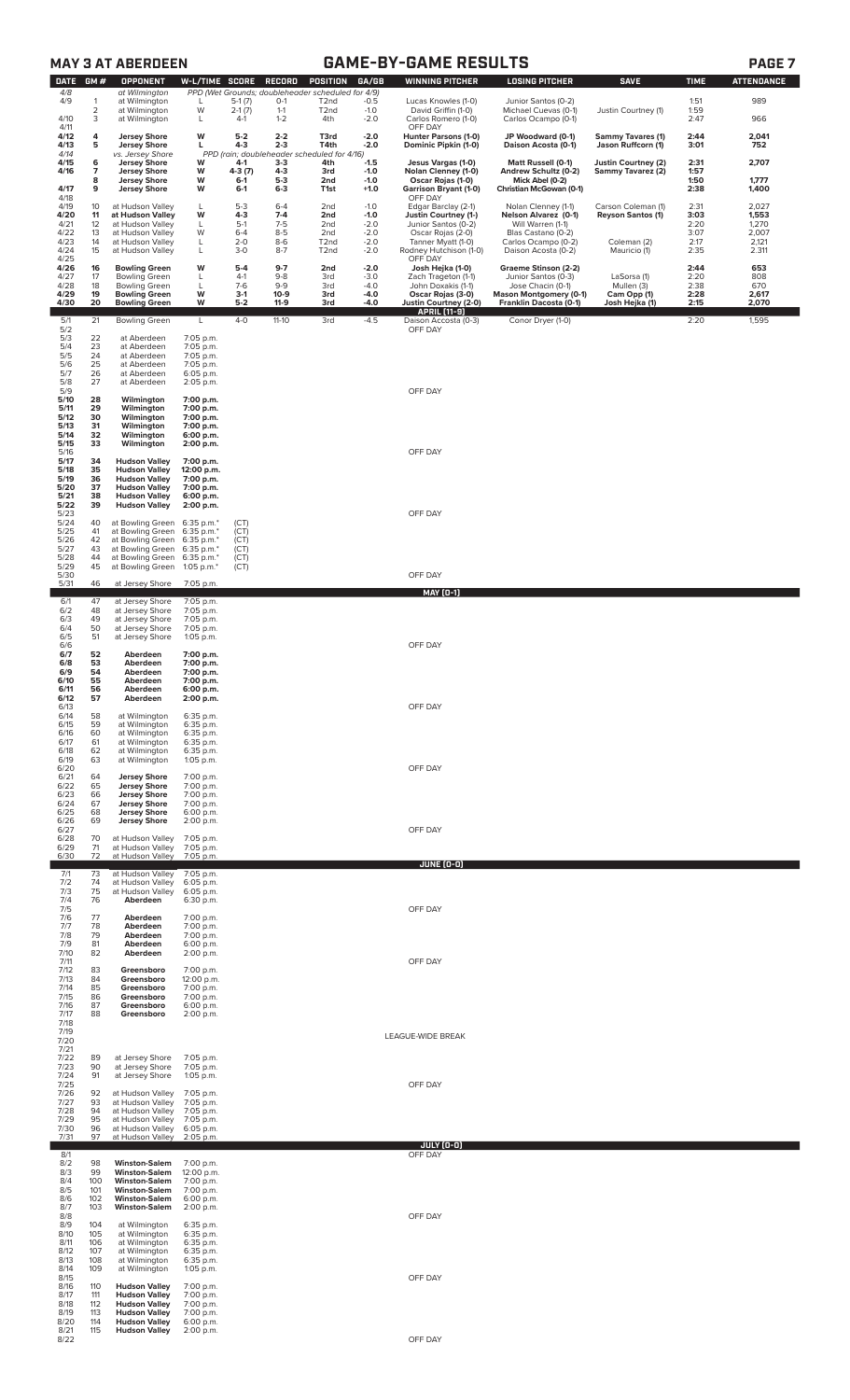## MAY 3 AT ABERDEEN

## GAME-BY-GAME RESULTS

| DATE | GM # | OPPONENT | W-L/TIME | SCORE | RECORD | POSITION | GA/GB | WINNING PITCHER | LOSING PITCHER | SAVE | TIME | ATTENDANCE |
|---|---|---|---|---|---|---|---|---|---|---|---|---|
| 4/8 | | at Wilmington | PPD (Wet Grounds; doubleheader scheduled for 4/9) | | | | | | | | | |
| 4/9 | 1 | at Wilmington | L | 5-1 (7) | 0-1 | T2nd | -0.5 | Lucas Knowles (1-0) | Junior Santos (0-2) | | 1:51 | 989 |
| | 2 | at Wilmington | W | 2-1 (7) | 1-1 | T2nd | -1.0 | David Griffin (1-0) | Michael Cuevas (0-1) | Justin Courtney (1) | 1:59 | |
| 4/10 | 3 | at Wilmington | L | 4-1 | 1-2 | 4th | -2.0 | Carlos Romero (1-0) | Carlos Ocampo (0-1) | | 2:47 | 966 |
| 4/11 | | | | | | | | OFF DAY | | | | |
| **4/12** | **4** | **Jersey Shore** | **W** | **5-2** | **2-2** | **T3rd** | **-2.0** | **Hunter Parsons (1-0)** | **JP Woodward (0-1)** | **Sammy Tavares (1)** | **2:44** | **2,041** |
| **4/13** | **5** | **Jersey Shore** | **L** | **4-3** | **2-3** | **T4th** | **-2.0** | **Dominic Pipkin (1-0)** | **Daison Acosta (0-1)** | **Jason Ruffcorn (1)** | **3:01** | **752** |
| 4/14 | | vs. Jersey Shore | PPD (rain; doubleheader scheduled for 4/16) | | | | | | | | | |
| **4/15** | **6** | **Jersey Shore** | **W** | **4-1** | **3-3** | **4th** | **-1.5** | **Jesus Vargas (1-0)** | **Matt Russell (0-1)** | **Justin Courtney (2)** | **2:31** | **2,707** |
| **4/16** | **7** | **Jersey Shore** | **W** | **4-3 (7)** | **4-3** | **3rd** | **-1.0** | **Nolan Clenney (1-0)** | **Andrew Schultz (0-2)** | **Sammy Tavarez (2)** | **1:57** | |
| | **8** | **Jersey Shore** | **W** | **6-1** | **5-3** | **2nd** | **-1.0** | **Oscar Rojas (1-0)** | **Mick Abel (0-2)** | | **1:50** | **1,777** |
| **4/17** | **9** | **Jersey Shore** | **W** | **6-1** | **6-3** | **T1st** | **+1.0** | **Garrison Bryant (1-0)** | **Christian McGowan (0-1)** | | **2:38** | **1,400** |
| 4/18 | | | | | | | | OFF DAY | | | | |
| 4/19 | 10 | at Hudson Valley | L | 5-3 | 6-4 | 2nd | -1.0 | Edgar Barclay (2-1) | Nolan Clenney (1-1) | Carson Coleman (1) | 2:31 | 2,027 |
| **4/20** | **11** | **at Hudson Valley** | **W** | **4-3** | **7-4** | **2nd** | **-1.0** | **Justin Courtney (1-)** | **Nelson Alvarez (0-1)** | **Reyson Santos (1)** | **3:03** | **1,553** |
| 4/21 | 12 | at Hudson Valley | L | 5-1 | 7-5 | 2nd | -2.0 | Junior Santos (0-2) | Will Warren (1-1) | | 2:20 | 1,270 |
| 4/22 | 13 | at Hudson Valley | W | 6-4 | 8-5 | 2nd | -2.0 | Oscar Rojas (2-0) | Blas Castano (0-2) | | 3:07 | 2,007 |
| 4/23 | 14 | at Hudson Valley | L | 2-0 | 8-6 | T2nd | -2.0 | Tanner Myatt (1-0) | Carlos Ocampo (0-2) | Coleman (2) | 2:17 | 2,121 |
| 4/24 | 15 | at Hudson Valley | L | 3-0 | 8-7 | T2nd | -2.0 | Rodney Hutchison (1-0) | Daison Acosta (0-2) | Mauricio (1) | 2:35 | 2,311 |
| 4/25 | | | | | | | | OFF DAY | | | | |
| **4/26** | **16** | **Bowling Green** | **W** | **5-4** | **9-7** | **2nd** | **-2.0** | **Josh Hejka (1-0)** | **Graeme Stinson (2-2)** | | **2:44** | **653** |
| 4/27 | 17 | Bowling Green | L | 4-1 | 9-8 | 3rd | -3.0 | Zach Trageton (1-1) | Junior Santos (0-3) | LaSorsa (1) | 2:20 | 808 |
| 4/28 | 18 | Bowling Green | L | 7-6 | 9-9 | 3rd | -4.0 | John Doxakis (1-1) | Jose Chacin (0-1) | Mullen (3) | 2:38 | 670 |
| **4/29** | **19** | **Bowling Green** | **W** | **3-1** | **10-9** | **3rd** | **-4.0** | **Oscar Rojas (3-0)** | **Mason Montgomery (0-1)** | **Cam Opp (1)** | **2:28** | **2,617** |
| **4/30** | **20** | **Bowling Green** | **W** | **5-2** | **11-9** | **3rd** | **-4.0** | **Justin Courtney (2-0)** | **Franklin Dacosta (0-1)** | **Josh Hejka (1)** | **2:15** | **2,070** |
| | | | | | | | | **APRIL (11-9)** | | | | |
| 5/1 | 21 | Bowling Green | L | 4-0 | 11-10 | 3rd | -4.5 | Daison Accosta (0-3) | Conor Dryer (1-0) | | 2:20 | 1,595 |
| 5/2 | | | | | | | | OFF DAY | | | | |
| 5/3 | 22 | at Aberdeen | 7:05 p.m. | | | | | | | | | |
| 5/4 | 23 | at Aberdeen | 7:05 p.m. | | | | | | | | | |
| 5/5 | 24 | at Aberdeen | 7:05 p.m. | | | | | | | | | |
| 5/6 | 25 | at Aberdeen | 7:05 p.m. | | | | | | | | | |
| 5/7 | 26 | at Aberdeen | 6:05 p.m. | | | | | | | | | |
| 5/8 | 27 | at Aberdeen | 2:05 p.m. | | | | | | | | | |
| 5/9 | | | | | | | | OFF DAY | | | | |
| **5/10** | **28** | **Wilmington** | **7:00 p.m.** | | | | | | | | | |
| **5/11** | **29** | **Wilmington** | **7:00 p.m.** | | | | | | | | | |
| **5/12** | **30** | **Wilmington** | **7:00 p.m.** | | | | | | | | | |
| **5/13** | **31** | **Wilmington** | **7:00 p.m.** | | | | | | | | | |
| **5/14** | **32** | **Wilmington** | **6:00 p.m.** | | | | | | | | | |
| **5/15** | **33** | **Wilmington** | **2:00 p.m.** | | | | | | | | | |
| 5/16 | | | | | | | | OFF DAY | | | | |
| **5/17** | **34** | **Hudson Valley** | **7:00 p.m.** | | | | | | | | | |
| **5/18** | **35** | **Hudson Valley** | **12:00 p.m.** | | | | | | | | | |
| **5/19** | **36** | **Hudson Valley** | **7:00 p.m.** | | | | | | | | | |
| **5/20** | **37** | **Hudson Valley** | **7:00 p.m.** | | | | | | | | | |
| **5/21** | **38** | **Hudson Valley** | **6:00 p.m.** | | | | | | | | | |
| **5/22** | **39** | **Hudson Valley** | **2:00 p.m.** | | | | | | | | | |
| 5/23 | | | | | | | | OFF DAY | | | | |
| 5/24 | 40 | at Bowling Green | 6:35 p.m.* | (CT) | | | | | | | | |
| 5/25 | 41 | at Bowling Green | 6:35 p.m.* | (CT) | | | | | | | | |
| 5/26 | 42 | at Bowling Green | 6:35 p.m.* | (CT) | | | | | | | | |
| 5/27 | 43 | at Bowling Green | 6:35 p.m.* | (CT) | | | | | | | | |
| 5/28 | 44 | at Bowling Green | 6:35 p.m.* | (CT) | | | | | | | | |
| 5/29 | 45 | at Bowling Green | 1:05 p.m.* | (CT) | | | | | | | | |
| 5/30 | | | | | | | | OFF DAY | | | | |
| 5/31 | 46 | at Jersey Shore | 7:05 p.m. | | | | | | | | | |
| | | | | | | | | **MAY (0-1)** | | | | |
| 6/1 | 47 | at Jersey Shore | 7:05 p.m. | | | | | | | | | |
| 6/2 | 48 | at Jersey Shore | 7:05 p.m. | | | | | | | | | |
| 6/3 | 49 | at Jersey Shore | 7:05 p.m. | | | | | | | | | |
| 6/4 | 50 | at Jersey Shore | 7:05 p.m. | | | | | | | | | |
| 6/5 | 51 | at Jersey Shore | 1:05 p.m. | | | | | | | | | |
| 6/6 | | | | | | | | OFF DAY | | | | |
| **6/7** | **52** | **Aberdeen** | **7:00 p.m.** | | | | | | | | | |
| **6/8** | **53** | **Aberdeen** | **7:00 p.m.** | | | | | | | | | |
| **6/9** | **54** | **Aberdeen** | **7:00 p.m.** | | | | | | | | | |
| **6/10** | **55** | **Aberdeen** | **7:00 p.m.** | | | | | | | | | |
| **6/11** | **56** | **Aberdeen** | **6:00 p.m.** | | | | | | | | | |
| **6/12** | **57** | **Aberdeen** | **2:00 p.m.** | | | | | | | | | |
| 6/13 | | | | | | | | OFF DAY | | | | |
| 6/14 | 58 | at Wilmington | 6:35 p.m. | | | | | | | | | |
| 6/15 | 59 | at Wilmington | 6:35 p.m. | | | | | | | | | |
| 6/16 | 60 | at Wilmington | 6:35 p.m. | | | | | | | | | |
| 6/17 | 61 | at Wilmington | 6:35 p.m. | | | | | | | | | |
| 6/18 | 62 | at Wilmington | 6:35 p.m. | | | | | | | | | |
| 6/19 | 63 | at Wilmington | 1:05 p.m. | | | | | | | | | |
| 6/20 | | | | | | | | OFF DAY | | | | |
| 6/21 | 64 | **Jersey Shore** | 7:00 p.m. | | | | | | | | | |
| 6/22 | 65 | **Jersey Shore** | 7:00 p.m. | | | | | | | | | |
| 6/23 | 66 | **Jersey Shore** | 7:00 p.m. | | | | | | | | | |
| 6/24 | 67 | **Jersey Shore** | 7:00 p.m. | | | | | | | | | |
| 6/25 | 68 | **Jersey Shore** | 6:00 p.m. | | | | | | | | | |
| 6/26 | 69 | **Jersey Shore** | 2:00 p.m. | | | | | | | | | |
| 6/27 | | | | | | | | OFF DAY | | | | |
| 6/28 | 70 | at Hudson Valley | 7:05 p.m. | | | | | | | | | |
| 6/29 | 71 | at Hudson Valley | 7:05 p.m. | | | | | | | | | |
| 6/30 | 72 | at Hudson Valley | 7:05 p.m. | | | | | | | | | |
| | | | | | | | | **JUNE (0-0)** | | | | |
| 7/1 | 73 | at Hudson Valley | 7:05 p.m. | | | | | | | | | |
| 7/2 | 74 | at Hudson Valley | 6:05 p.m. | | | | | | | | | |
| 7/3 | 75 | at Hudson Valley | 6:05 p.m. | | | | | | | | | |
| 7/4 | 76 | **Aberdeen** | 6:30 p.m. | | | | | | | | | |
| 7/5 | | | | | | | | OFF DAY | | | | |
| 7/6 | 77 | **Aberdeen** | 7:00 p.m. | | | | | | | | | |
| 7/7 | 78 | **Aberdeen** | 7:00 p.m. | | | | | | | | | |
| 7/8 | 79 | **Aberdeen** | 7:00 p.m. | | | | | | | | | |
| 7/9 | 81 | **Aberdeen** | 6:00 p.m. | | | | | | | | | |
| 7/10 | 82 | **Aberdeen** | 2:00 p.m. | | | | | | | | | |
| 7/11 | | | | | | | | OFF DAY | | | | |
| 7/12 | 83 | **Greensboro** | 7:00 p.m. | | | | | | | | | |
| 7/13 | 84 | **Greensboro** | 12:00 p.m. | | | | | | | | | |
| 7/14 | 85 | **Greensboro** | 7:00 p.m. | | | | | | | | | |
| 7/15 | 86 | **Greensboro** | 7:00 p.m. | | | | | | | | | |
| 7/16 | 87 | **Greensboro** | 6:00 p.m. | | | | | | | | | |
| 7/17 | 88 | **Greensboro** | 2:00 p.m. | | | | | | | | | |
| 7/18 | | | | | | | | | | | | |
| 7/19 | | | | | | | | | | | | |
| 7/20 | | | | | | | | LEAGUE-WIDE BREAK | | | | |
| 7/21 | | | | | | | | | | | | |
| 7/22 | 89 | at Jersey Shore | 7:05 p.m. | | | | | | | | | |
| 7/23 | 90 | at Jersey Shore | 7:05 p.m. | | | | | | | | | |
| 7/24 | 91 | at Jersey Shore | 1:05 p.m. | | | | | | | | | |
| 7/25 | | | | | | | | OFF DAY | | | | |
| 7/26 | 92 | at Hudson Valley | 7:05 p.m. | | | | | | | | | |
| 7/27 | 93 | at Hudson Valley | 7:05 p.m. | | | | | | | | | |
| 7/28 | 94 | at Hudson Valley | 7:05 p.m. | | | | | | | | | |
| 7/29 | 95 | at Hudson Valley | 7:05 p.m. | | | | | | | | | |
| 7/30 | 96 | at Hudson Valley | 6:05 p.m. | | | | | | | | | |
| 7/31 | 97 | at Hudson Valley | 2:05 p.m. | | | | | | | | | |
| | | | | | | | | **JULY (0-0)** | | | | |
| 8/1 | | | | | | | | OFF DAY | | | | |
| 8/2 | 98 | **Winston-Salem** | 7:00 p.m. | | | | | | | | | |
| 8/3 | 99 | **Winston-Salem** | 12:00 p.m. | | | | | | | | | |
| 8/4 | 100 | **Winston-Salem** | 7:00 p.m. | | | | | | | | | |
| 8/5 | 101 | **Winston-Salem** | 7:00 p.m. | | | | | | | | | |
| 8/6 | 102 | **Winston-Salem** | 6:00 p.m. | | | | | | | | | |
| 8/7 | 103 | **Winston-Salem** | 2:00 p.m. | | | | | | | | | |
| 8/8 | | | | | | | | OFF DAY | | | | |
| 8/9 | 104 | at Wilmington | 6:35 p.m. | | | | | | | | | |
| 8/10 | 105 | at Wilmington | 6:35 p.m. | | | | | | | | | |
| 8/11 | 106 | at Wilmington | 6:35 p.m. | | | | | | | | | |
| 8/12 | 107 | at Wilmington | 6:35 p.m. | | | | | | | | | |
| 8/13 | 108 | at Wilmington | 6:35 p.m. | | | | | | | | | |
| 8/14 | 109 | at Wilmington | 1:05 p.m. | | | | | | | | | |
| 8/15 | | | | | | | | OFF DAY | | | | |
| 8/16 | 110 | **Hudson Valley** | 7:00 p.m. | | | | | | | | | |
| 8/17 | 111 | **Hudson Valley** | 7:00 p.m. | | | | | | | | | |
| 8/18 | 112 | **Hudson Valley** | 7:00 p.m. | | | | | | | | | |
| 8/19 | 113 | **Hudson Valley** | 7:00 p.m. | | | | | | | | | |
| 8/20 | 114 | **Hudson Valley** | 6:00 p.m. | | | | | | | | | |
| 8/21 | 115 | **Hudson Valley** | 2:00 p.m. | | | | | | | | | |
| 8/22 | | | | | | | | OFF DAY | | | | |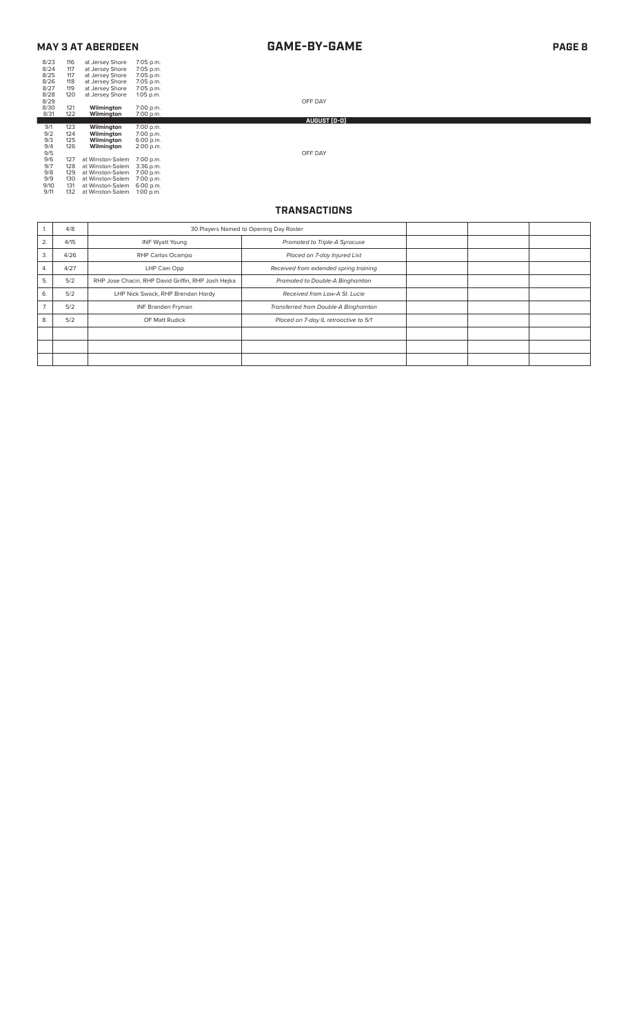## GAME-BY-GAME

| | | | | |
|---|---|---|---|---|
| 8/23 | 116 | at Jersey Shore | 7:05 p.m. | |
| 8/24 | 117 | at Jersey Shore | 7:05 p.m. | |
| 8/25 | 117 | at Jersey Shore | 7:05 p.m. | |
| 8/26 | 118 | at Jersey Shore | 7:05 p.m. | |
| 8/27 | 119 | at Jersey Shore | 7:05 p.m. | |
| 8/28 | 120 | at Jersey Shore | 1:05 p.m. | |
| 8/29 | | | | OFF DAY |
| 8/30 | 121 | **Wilmington** | 7:00 p.m. | |
| 8/31 | 122 | **Wilmington** | 7:00 p.m. | |
| | | | | **AUGUST (0-0)** |
| 9/1 | 123 | **Wilmington** | 7:00 p.m. | |
| 9/2 | 124 | **Wilmington** | 7:00 p.m. | |
| 9/3 | 125 | **Wilmington** | 6:00 p.m. | |
| 9/4 | 126 | **Wilmington** | 2:00 p.m. | |
| 9/5 | | | | OFF DAY |
| 9/6 | 127 | at Winston-Salem | 7:00 p.m. | |
| 9/7 | 128 | at Winston-Salem | 3:36 p.m. | |
| 9/8 | 129 | at Winston-Salem | 7:00 p.m. | |
| 9/9 | 130 | at Winston-Salem | 7:00 p.m. | |
| 9/10 | 131 | at Winston-Salem | 6:00 p.m. | |
| 9/11 | 132 | at Winston-Salem | 1:00 p.m. | |

## TRANSACTIONS

| | | | | | | |
|---|---|---|---|---|---|---|
| 1. | 4/8 | 30 Players Named to Opening Day Roster | | | | |
| 2. | 4/15 | INF Wyatt Young | *Promoted to Triple-A Syracuse* | | | |
| 3. | 4/26 | RHP Carlos Ocampo | *Placed on 7-day Injured List* | | | |
| 4. | 4/27 | LHP Cam Opp | *Received from extended spring training* | | | |
| 5. | 5/2 | RHP Jose Chacin, RHP David Griffin, RHP Josh Hejka | *Promoted to Double-A Binghamton* | | | |
| 6. | 5/2 | LHP Nick Swack, RHP Brendan Hardy | *Received from Low-A St. Lucie* | | | |
| 7. | 5/2 | INF Branden Fryman | *Transferred from Double-A Binghamton* | | | |
| 8. | 5/2 | OF Matt Rudick | *Placed on 7-day IL retroactive to 5/1* | | | |
| | | | | | | |
| | | | | | | |
| | | | | | | |